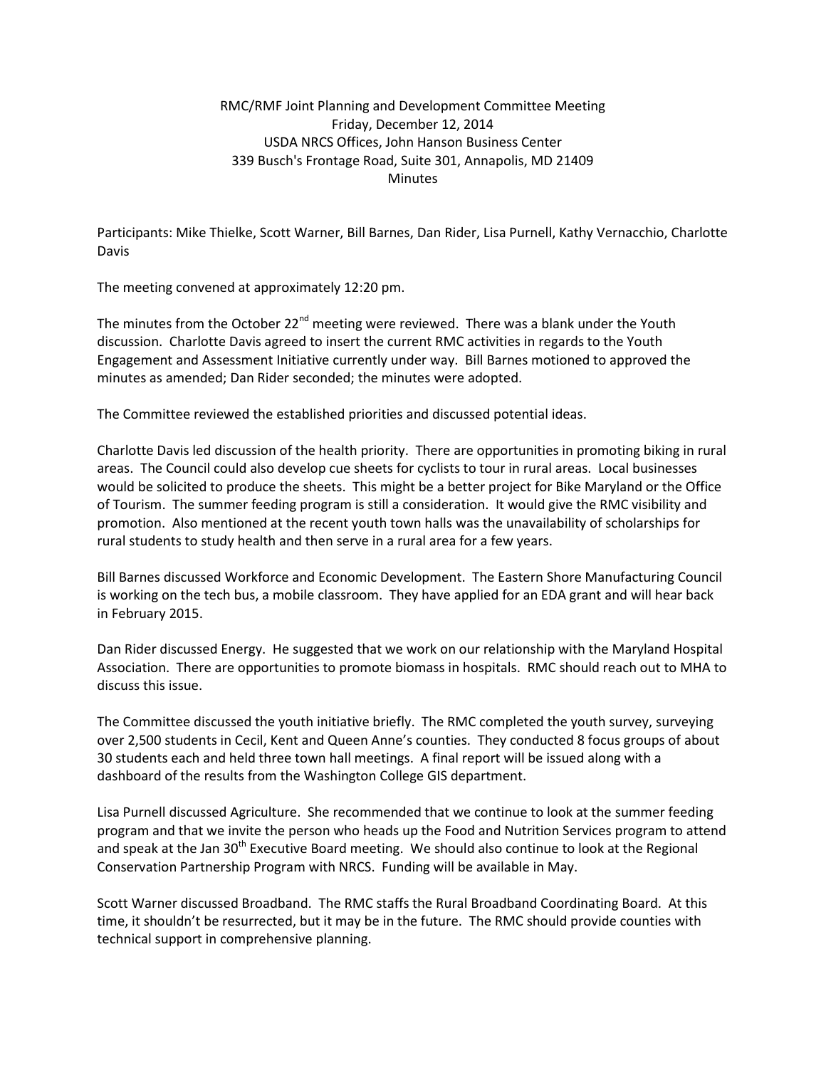RMC/RMF Joint Planning and Development Committee Meeting  
Friday, December 12, 2014  
USDA NRCS Offices, John Hanson Business Center  
339 Busch's Frontage Road, Suite 301, Annapolis, MD 21409  
Minutes

Participants: Mike Thielke, Scott Warner, Bill Barnes, Dan Rider, Lisa Purnell, Kathy Vernacchio, Charlotte Davis

The meeting convened at approximately 12:20 pm.

The minutes from the October 22nd meeting were reviewed. There was a blank under the Youth discussion. Charlotte Davis agreed to insert the current RMC activities in regards to the Youth Engagement and Assessment Initiative currently under way. Bill Barnes motioned to approved the minutes as amended; Dan Rider seconded; the minutes were adopted.

The Committee reviewed the established priorities and discussed potential ideas.

Charlotte Davis led discussion of the health priority. There are opportunities in promoting biking in rural areas. The Council could also develop cue sheets for cyclists to tour in rural areas. Local businesses would be solicited to produce the sheets. This might be a better project for Bike Maryland or the Office of Tourism. The summer feeding program is still a consideration. It would give the RMC visibility and promotion. Also mentioned at the recent youth town halls was the unavailability of scholarships for rural students to study health and then serve in a rural area for a few years.

Bill Barnes discussed Workforce and Economic Development. The Eastern Shore Manufacturing Council is working on the tech bus, a mobile classroom. They have applied for an EDA grant and will hear back in February 2015.

Dan Rider discussed Energy. He suggested that we work on our relationship with the Maryland Hospital Association. There are opportunities to promote biomass in hospitals. RMC should reach out to MHA to discuss this issue.

The Committee discussed the youth initiative briefly. The RMC completed the youth survey, surveying over 2,500 students in Cecil, Kent and Queen Anne's counties. They conducted 8 focus groups of about 30 students each and held three town hall meetings. A final report will be issued along with a dashboard of the results from the Washington College GIS department.

Lisa Purnell discussed Agriculture. She recommended that we continue to look at the summer feeding program and that we invite the person who heads up the Food and Nutrition Services program to attend and speak at the Jan 30th Executive Board meeting. We should also continue to look at the Regional Conservation Partnership Program with NRCS. Funding will be available in May.

Scott Warner discussed Broadband. The RMC staffs the Rural Broadband Coordinating Board. At this time, it shouldn't be resurrected, but it may be in the future. The RMC should provide counties with technical support in comprehensive planning.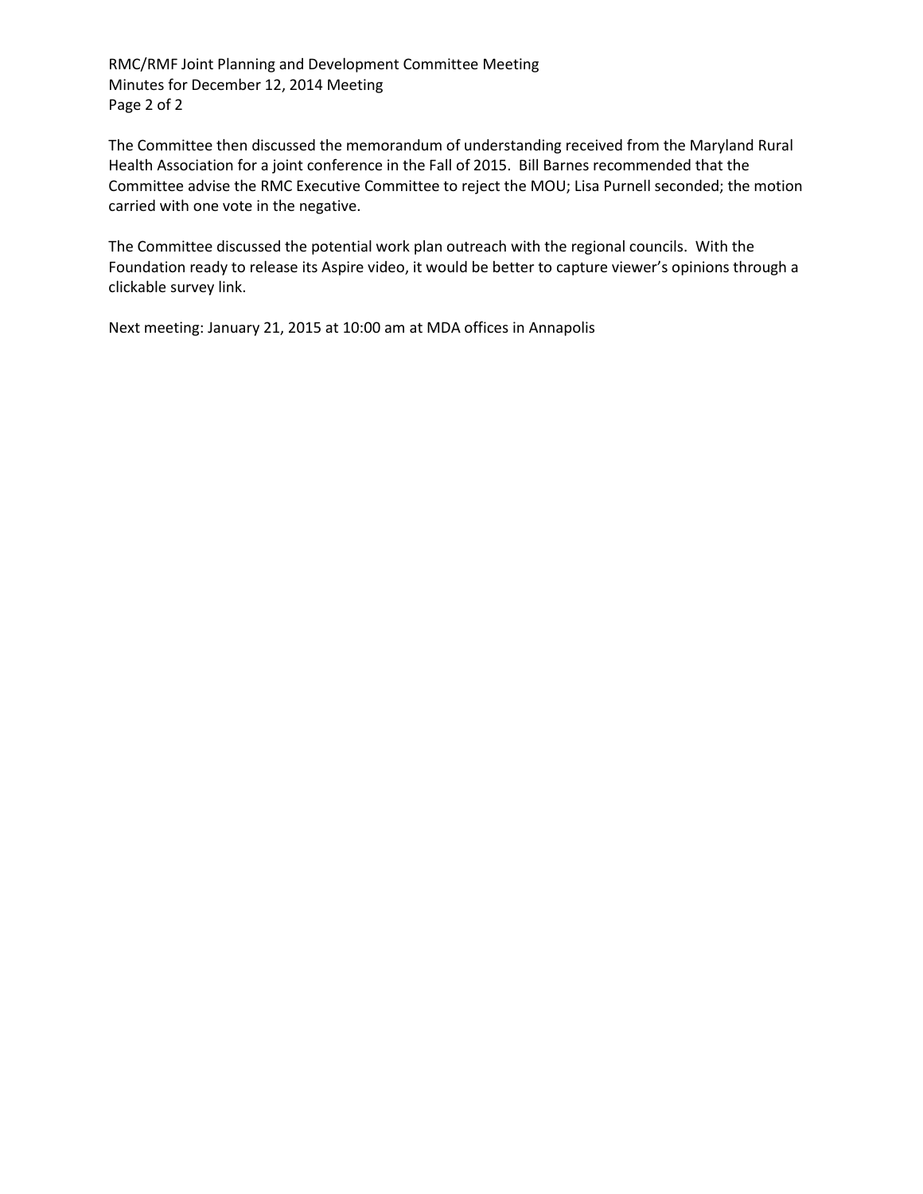The Committee then discussed the memorandum of understanding received from the Maryland Rural Health Association for a joint conference in the Fall of 2015. Bill Barnes recommended that the Committee advise the RMC Executive Committee to reject the MOU; Lisa Purnell seconded; the motion carried with one vote in the negative.

The Committee discussed the potential work plan outreach with the regional councils. With the Foundation ready to release its Aspire video, it would be better to capture viewer's opinions through a clickable survey link.

Next meeting: January 21, 2015 at 10:00 am at MDA offices in Annapolis